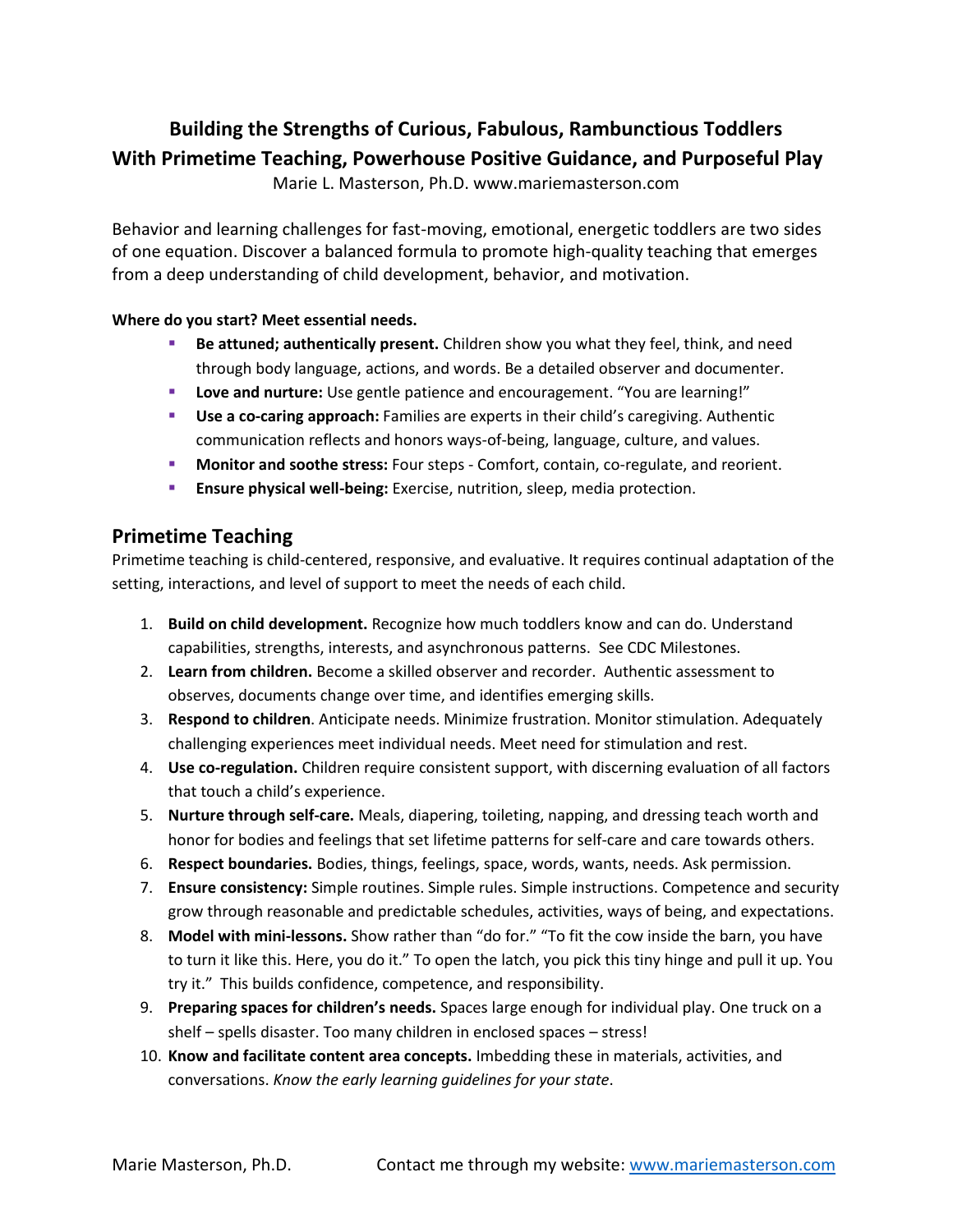# Building the Strengths of Curious, Fabulous, Rambunctious Toddlers
# With Primetime Teaching, Powerhouse Positive Guidance, and Purposeful Play

Marie L. Masterson, Ph.D. www.mariemasterson.com

Behavior and learning challenges for fast-moving, emotional, energetic toddlers are two sides of one equation. Discover a balanced formula to promote high-quality teaching that emerges from a deep understanding of child development, behavior, and motivation.

**Where do you start? Meet essential needs.**

- **Be attuned; authentically present.** Children show you what they feel, think, and need through body language, actions, and words. Be a detailed observer and documenter.
- **Love and nurture:** Use gentle patience and encouragement. "You are learning!"
- **Use a co-caring approach:** Families are experts in their child's caregiving. Authentic communication reflects and honors ways-of-being, language, culture, and values.
- **Monitor and soothe stress:** Four steps - Comfort, contain, co-regulate, and reorient.
- **Ensure physical well-being:** Exercise, nutrition, sleep, media protection.

## Primetime Teaching

Primetime teaching is child-centered, responsive, and evaluative. It requires continual adaptation of the setting, interactions, and level of support to meet the needs of each child.

1. **Build on child development.** Recognize how much toddlers know and can do. Understand capabilities, strengths, interests, and asynchronous patterns. See CDC Milestones.
2. **Learn from children.** Become a skilled observer and recorder. Authentic assessment to observes, documents change over time, and identifies emerging skills.
3. **Respond to children**. Anticipate needs. Minimize frustration. Monitor stimulation. Adequately challenging experiences meet individual needs. Meet need for stimulation and rest.
4. **Use co-regulation.** Children require consistent support, with discerning evaluation of all factors that touch a child's experience.
5. **Nurture through self-care.** Meals, diapering, toileting, napping, and dressing teach worth and honor for bodies and feelings that set lifetime patterns for self-care and care towards others.
6. **Respect boundaries.** Bodies, things, feelings, space, words, wants, needs. Ask permission.
7. **Ensure consistency:** Simple routines. Simple rules. Simple instructions. Competence and security grow through reasonable and predictable schedules, activities, ways of being, and expectations.
8. **Model with mini-lessons.** Show rather than "do for." "To fit the cow inside the barn, you have to turn it like this. Here, you do it." To open the latch, you pick this tiny hinge and pull it up. You try it." This builds confidence, competence, and responsibility.
9. **Preparing spaces for children's needs.** Spaces large enough for individual play. One truck on a shelf – spells disaster. Too many children in enclosed spaces – stress!
10. **Know and facilitate content area concepts.** Imbedding these in materials, activities, and conversations. *Know the early learning guidelines for your state*.

Marie Masterson, Ph.D. Contact me through my website: www.mariemasterson.com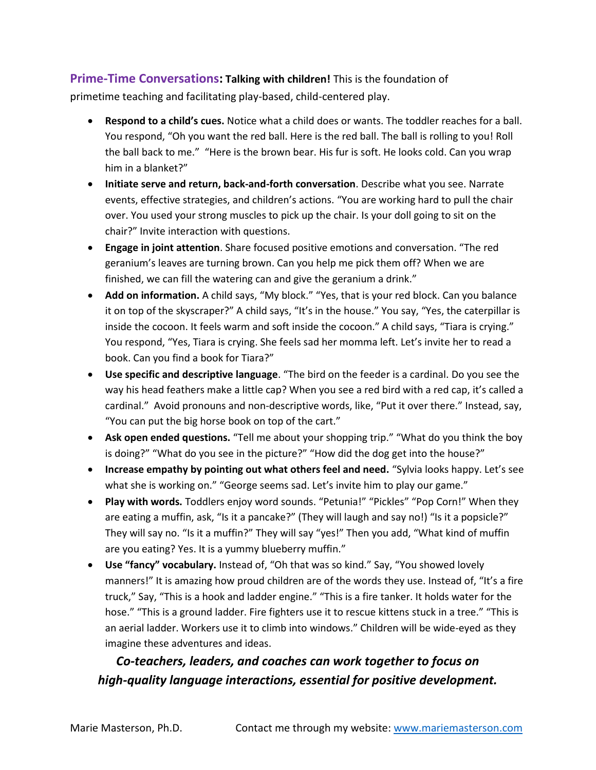**Prime-Time Conversations: Talking with children!** This is the foundation of primetime teaching and facilitating play-based, child-centered play.

- **Respond to a child's cues.** Notice what a child does or wants. The toddler reaches for a ball. You respond, "Oh you want the red ball. Here is the red ball. The ball is rolling to you! Roll the ball back to me." "Here is the brown bear. His fur is soft. He looks cold. Can you wrap him in a blanket?"
- **Initiate serve and return, back-and-forth conversation**. Describe what you see. Narrate events, effective strategies, and children's actions. "You are working hard to pull the chair over. You used your strong muscles to pick up the chair. Is your doll going to sit on the chair?" Invite interaction with questions.
- **Engage in joint attention**. Share focused positive emotions and conversation. "The red geranium's leaves are turning brown. Can you help me pick them off? When we are finished, we can fill the watering can and give the geranium a drink."
- **Add on information.** A child says, "My block." "Yes, that is your red block. Can you balance it on top of the skyscraper?" A child says, "It's in the house." You say, "Yes, the caterpillar is inside the cocoon. It feels warm and soft inside the cocoon." A child says, "Tiara is crying." You respond, "Yes, Tiara is crying. She feels sad her momma left. Let's invite her to read a book. Can you find a book for Tiara?"
- **Use specific and descriptive language**. "The bird on the feeder is a cardinal. Do you see the way his head feathers make a little cap? When you see a red bird with a red cap, it's called a cardinal." Avoid pronouns and non-descriptive words, like, "Put it over there." Instead, say, "You can put the big horse book on top of the cart."
- **Ask open ended questions.** "Tell me about your shopping trip." "What do you think the boy is doing?" "What do you see in the picture?" "How did the dog get into the house?"
- **Increase empathy by pointing out what others feel and need.** "Sylvia looks happy. Let's see what she is working on." "George seems sad. Let's invite him to play our game."
- **Play with words.** Toddlers enjoy word sounds. "Petunia!" "Pickles" "Pop Corn!" When they are eating a muffin, ask, "Is it a pancake?" (They will laugh and say no!) "Is it a popsicle?" They will say no. "Is it a muffin?" They will say "yes!" Then you add, "What kind of muffin are you eating? Yes. It is a yummy blueberry muffin."
- **Use "fancy" vocabulary.** Instead of, "Oh that was so kind." Say, "You showed lovely manners!" It is amazing how proud children are of the words they use. Instead of, "It's a fire truck," Say, "This is a hook and ladder engine." "This is a fire tanker. It holds water for the hose." "This is a ground ladder. Fire fighters use it to rescue kittens stuck in a tree." "This is an aerial ladder. Workers use it to climb into windows." Children will be wide-eyed as they imagine these adventures and ideas.

***Co-teachers, leaders, and coaches can work together to focus on high-quality language interactions, essential for positive development.***

Marie Masterson, Ph.D. Contact me through my website: [www.mariemasterson.com](http://www.mariemasterson.com)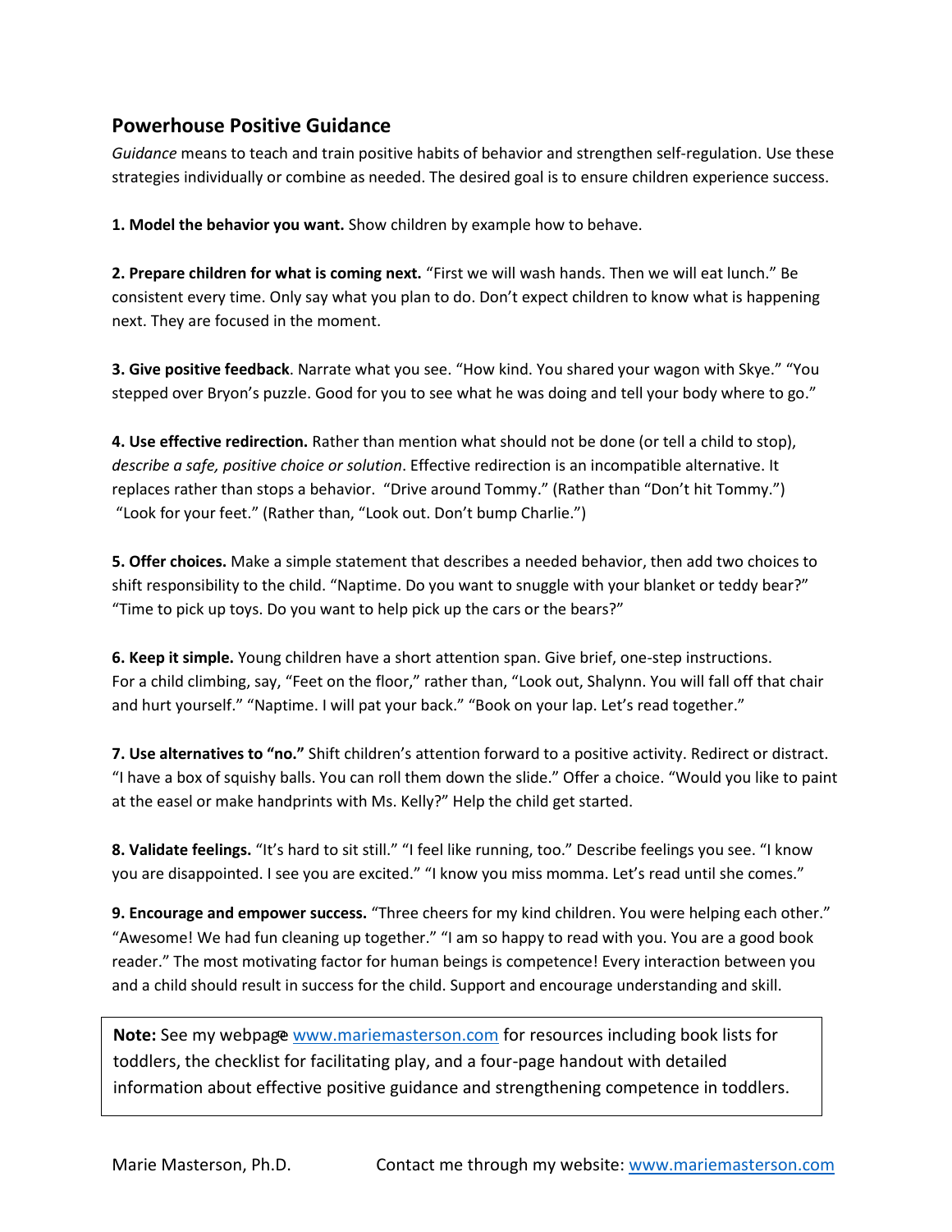## Powerhouse Positive Guidance

*Guidance* means to teach and train positive habits of behavior and strengthen self-regulation. Use these strategies individually or combine as needed. The desired goal is to ensure children experience success.

**1. Model the behavior you want.** Show children by example how to behave.

**2. Prepare children for what is coming next.** "First we will wash hands. Then we will eat lunch." Be consistent every time. Only say what you plan to do. Don't expect children to know what is happening next. They are focused in the moment.

**3. Give positive feedback**. Narrate what you see. "How kind. You shared your wagon with Skye." "You stepped over Bryon's puzzle. Good for you to see what he was doing and tell your body where to go."

**4. Use effective redirection.** Rather than mention what should not be done (or tell a child to stop), *describe a safe, positive choice or solution*. Effective redirection is an incompatible alternative. It replaces rather than stops a behavior. "Drive around Tommy." (Rather than "Don't hit Tommy.") "Look for your feet." (Rather than, "Look out. Don't bump Charlie.")

**5. Offer choices.** Make a simple statement that describes a needed behavior, then add two choices to shift responsibility to the child. "Naptime. Do you want to snuggle with your blanket or teddy bear?" "Time to pick up toys. Do you want to help pick up the cars or the bears?"

**6. Keep it simple.** Young children have a short attention span. Give brief, one-step instructions. For a child climbing, say, "Feet on the floor," rather than, "Look out, Shalynn. You will fall off that chair and hurt yourself." "Naptime. I will pat your back." "Book on your lap. Let's read together."

**7. Use alternatives to "no."** Shift children's attention forward to a positive activity. Redirect or distract. "I have a box of squishy balls. You can roll them down the slide." Offer a choice. "Would you like to paint at the easel or make handprints with Ms. Kelly?" Help the child get started.

**8. Validate feelings.** "It's hard to sit still." "I feel like running, too." Describe feelings you see. "I know you are disappointed. I see you are excited." "I know you miss momma. Let's read until she comes."

**9. Encourage and empower success.** "Three cheers for my kind children. You were helping each other." "Awesome! We had fun cleaning up together." "I am so happy to read with you. You are a good book reader." The most motivating factor for human beings is competence! Every interaction between you and a child should result in success for the child. Support and encourage understanding and skill.

**Note:** See my webpage www.mariemasterson.com for resources including book lists for toddlers, the checklist for facilitating play, and a four-page handout with detailed information about effective positive guidance and strengthening competence in toddlers.

Marie Masterson, Ph.D. Contact me through my website: www.mariemasterson.com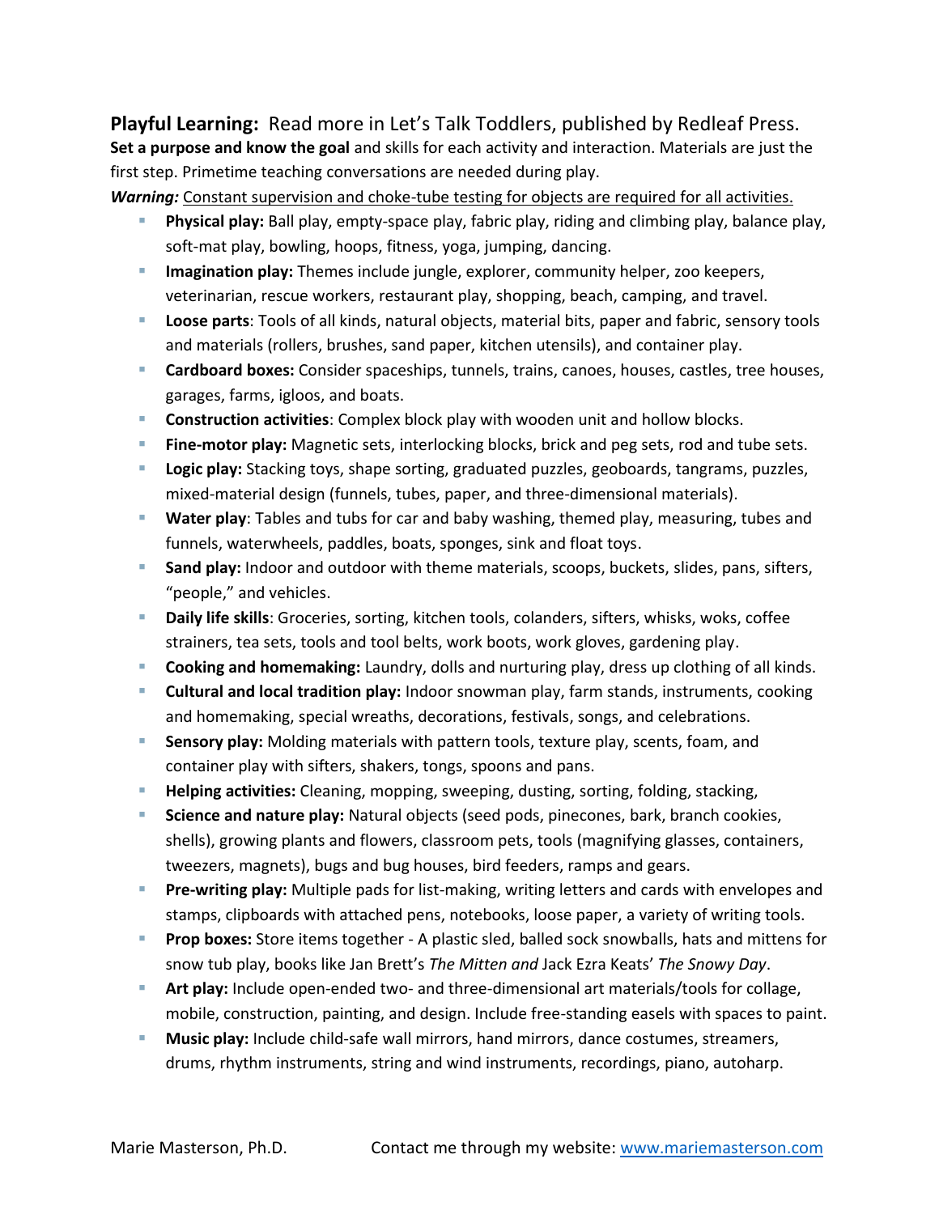**Playful Learning:** Read more in Let's Talk Toddlers, published by Redleaf Press.

**Set a purpose and know the goal** and skills for each activity and interaction. Materials are just the first step. Primetime teaching conversations are needed during play.

***Warning:*** <u>Constant supervision and choke-tube testing for objects are required for all activities.</u>

- **Physical play:** Ball play, empty-space play, fabric play, riding and climbing play, balance play, soft-mat play, bowling, hoops, fitness, yoga, jumping, dancing.
- **Imagination play:** Themes include jungle, explorer, community helper, zoo keepers, veterinarian, rescue workers, restaurant play, shopping, beach, camping, and travel.
- **Loose parts**: Tools of all kinds, natural objects, material bits, paper and fabric, sensory tools and materials (rollers, brushes, sand paper, kitchen utensils), and container play.
- **Cardboard boxes:** Consider spaceships, tunnels, trains, canoes, houses, castles, tree houses, garages, farms, igloos, and boats.
- **Construction activities**: Complex block play with wooden unit and hollow blocks.
- **Fine-motor play:** Magnetic sets, interlocking blocks, brick and peg sets, rod and tube sets.
- **Logic play:** Stacking toys, shape sorting, graduated puzzles, geoboards, tangrams, puzzles, mixed-material design (funnels, tubes, paper, and three-dimensional materials).
- **Water play**: Tables and tubs for car and baby washing, themed play, measuring, tubes and funnels, waterwheels, paddles, boats, sponges, sink and float toys.
- **Sand play:** Indoor and outdoor with theme materials, scoops, buckets, slides, pans, sifters, "people," and vehicles.
- **Daily life skills**: Groceries, sorting, kitchen tools, colanders, sifters, whisks, woks, coffee strainers, tea sets, tools and tool belts, work boots, work gloves, gardening play.
- **Cooking and homemaking:** Laundry, dolls and nurturing play, dress up clothing of all kinds.
- **Cultural and local tradition play:** Indoor snowman play, farm stands, instruments, cooking and homemaking, special wreaths, decorations, festivals, songs, and celebrations.
- **Sensory play:** Molding materials with pattern tools, texture play, scents, foam, and container play with sifters, shakers, tongs, spoons and pans.
- **Helping activities:** Cleaning, mopping, sweeping, dusting, sorting, folding, stacking,
- **Science and nature play:** Natural objects (seed pods, pinecones, bark, branch cookies, shells), growing plants and flowers, classroom pets, tools (magnifying glasses, containers, tweezers, magnets), bugs and bug houses, bird feeders, ramps and gears.
- **Pre-writing play:** Multiple pads for list-making, writing letters and cards with envelopes and stamps, clipboards with attached pens, notebooks, loose paper, a variety of writing tools.
- **Prop boxes:** Store items together - A plastic sled, balled sock snowballs, hats and mittens for snow tub play, books like Jan Brett's *The Mitten and* Jack Ezra Keats' *The Snowy Day*.
- **Art play:** Include open-ended two- and three-dimensional art materials/tools for collage, mobile, construction, painting, and design. Include free-standing easels with spaces to paint.
- **Music play:** Include child-safe wall mirrors, hand mirrors, dance costumes, streamers, drums, rhythm instruments, string and wind instruments, recordings, piano, autoharp.

Marie Masterson, Ph.D. Contact me through my website: [www.mariemasterson.com](http://www.mariemasterson.com)